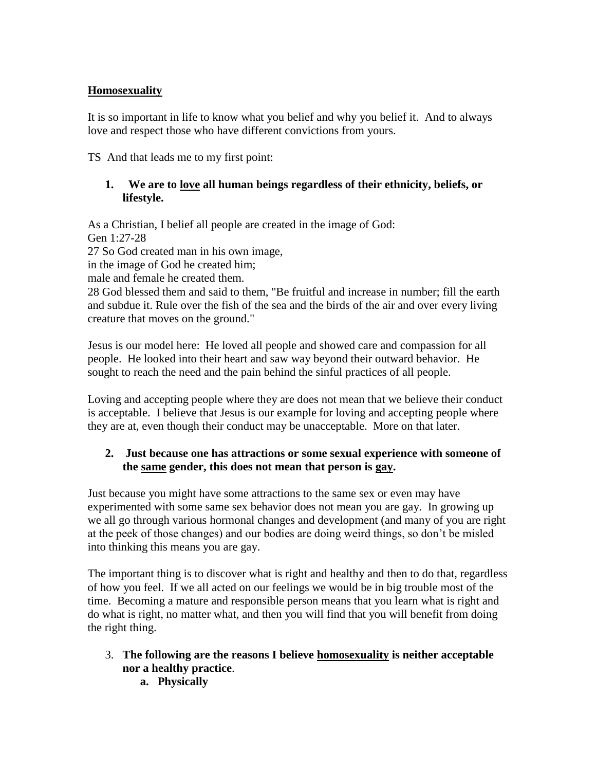**<u>Homosexuality</u>**

It is so important in life to know what you belief and why you belief it. And to always love and respect those who have different convictions from yours.

TS And that leads me to my first point:

1. **We are to <u>love</u> all human beings regardless of their ethnicity, beliefs, or lifestyle.**

As a Christian, I belief all people are created in the image of God:
Gen 1:27-28
27 So God created man in his own image,
in the image of God he created him;
male and female he created them.
28 God blessed them and said to them, "Be fruitful and increase in number; fill the earth and subdue it. Rule over the fish of the sea and the birds of the air and over every living creature that moves on the ground."

Jesus is our model here: He loved all people and showed care and compassion for all people. He looked into their heart and saw way beyond their outward behavior. He sought to reach the need and the pain behind the sinful practices of all people.

Loving and accepting people where they are does not mean that we believe their conduct is acceptable. I believe that Jesus is our example for loving and accepting people where they are at, even though their conduct may be unacceptable. More on that later.

2. **Just because one has attractions or some sexual experience with someone of the <u>same</u> gender, this does not mean that person is <u>gay</u>.**

Just because you might have some attractions to the same sex or even may have experimented with some same sex behavior does not mean you are gay. In growing up we all go through various hormonal changes and development (and many of you are right at the peek of those changes) and our bodies are doing weird things, so don't be misled into thinking this means you are gay.

The important thing is to discover what is right and healthy and then to do that, regardless of how you feel. If we all acted on our feelings we would be in big trouble most of the time. Becoming a mature and responsible person means that you learn what is right and do what is right, no matter what, and then you will find that you will benefit from doing the right thing.

3. **The following are the reasons I believe <u>homosexuality</u> is neither acceptable nor a healthy practice**.
    a. **Physically**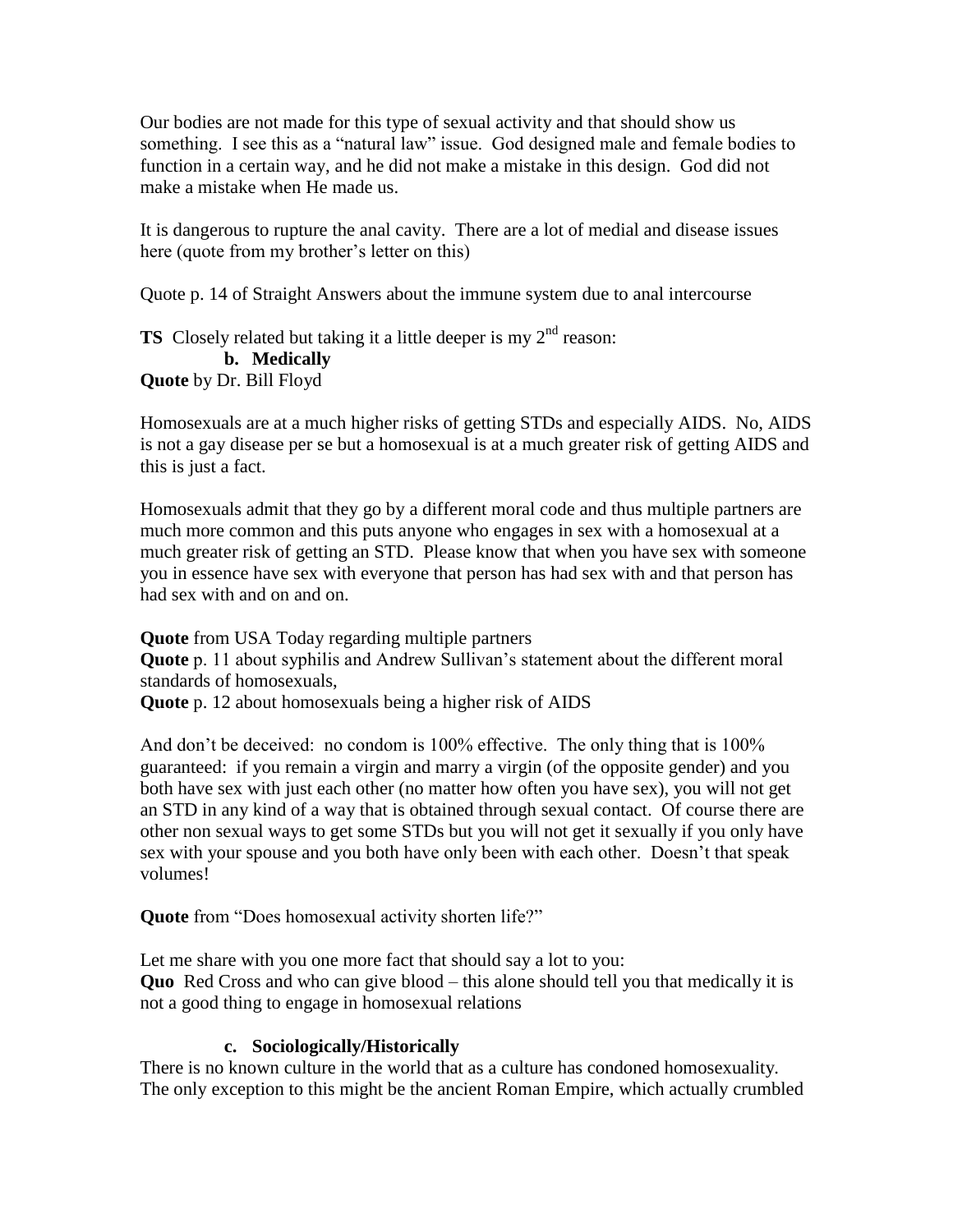Our bodies are not made for this type of sexual activity and that should show us something. I see this as a "natural law" issue. God designed male and female bodies to function in a certain way, and he did not make a mistake in this design. God did not make a mistake when He made us.

It is dangerous to rupture the anal cavity. There are a lot of medial and disease issues here (quote from my brother's letter on this)

Quote p. 14 of Straight Answers about the immune system due to anal intercourse

**TS** Closely related but taking it a little deeper is my 2nd reason:

**b. Medically**

**Quote** by Dr. Bill Floyd

Homosexuals are at a much higher risks of getting STDs and especially AIDS. No, AIDS is not a gay disease per se but a homosexual is at a much greater risk of getting AIDS and this is just a fact.

Homosexuals admit that they go by a different moral code and thus multiple partners are much more common and this puts anyone who engages in sex with a homosexual at a much greater risk of getting an STD. Please know that when you have sex with someone you in essence have sex with everyone that person has had sex with and that person has had sex with and on and on.

**Quote** from USA Today regarding multiple partners
**Quote** p. 11 about syphilis and Andrew Sullivan's statement about the different moral standards of homosexuals,
**Quote** p. 12 about homosexuals being a higher risk of AIDS

And don't be deceived: no condom is 100% effective. The only thing that is 100% guaranteed: if you remain a virgin and marry a virgin (of the opposite gender) and you both have sex with just each other (no matter how often you have sex), you will not get an STD in any kind of a way that is obtained through sexual contact. Of course there are other non sexual ways to get some STDs but you will not get it sexually if you only have sex with your spouse and you both have only been with each other. Doesn't that speak volumes!

**Quote** from "Does homosexual activity shorten life?"

Let me share with you one more fact that should say a lot to you:
**Quo** Red Cross and who can give blood – this alone should tell you that medically it is not a good thing to engage in homosexual relations

**c. Sociologically/Historically**

There is no known culture in the world that as a culture has condoned homosexuality. The only exception to this might be the ancient Roman Empire, which actually crumbled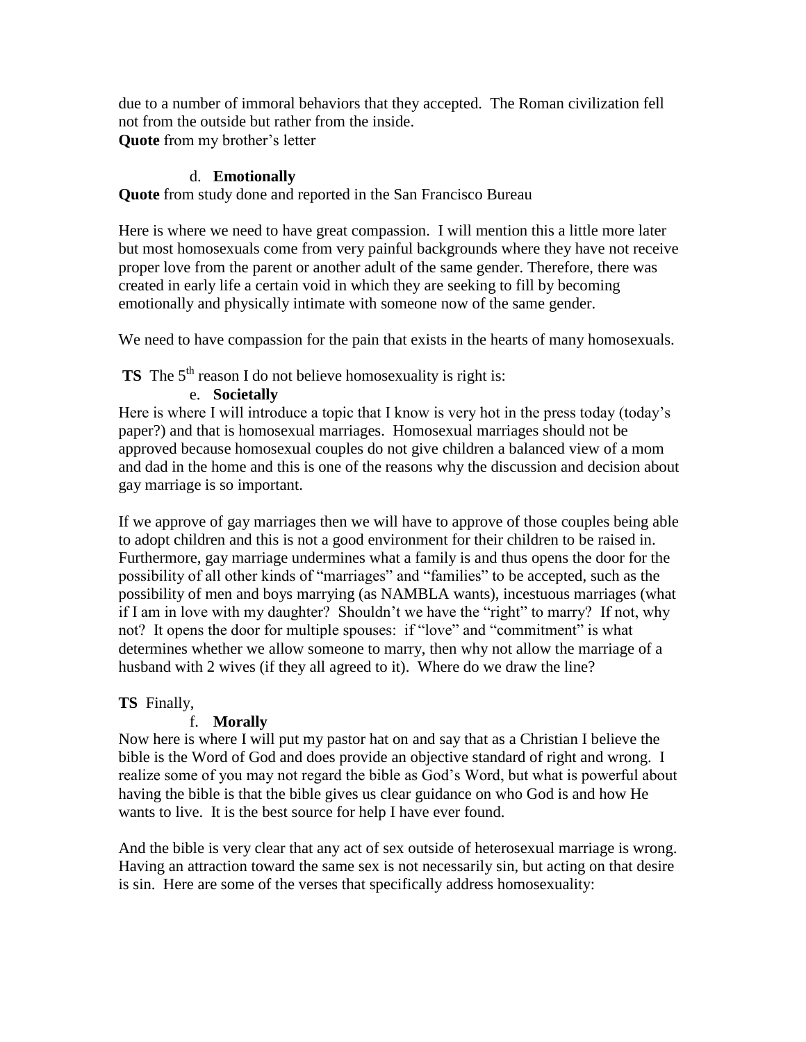due to a number of immoral behaviors that they accepted. The Roman civilization fell not from the outside but rather from the inside.
**Quote** from my brother's letter

d. **Emotionally**

**Quote** from study done and reported in the San Francisco Bureau

Here is where we need to have great compassion. I will mention this a little more later but most homosexuals come from very painful backgrounds where they have not receive proper love from the parent or another adult of the same gender. Therefore, there was created in early life a certain void in which they are seeking to fill by becoming emotionally and physically intimate with someone now of the same gender.

We need to have compassion for the pain that exists in the hearts of many homosexuals.

**TS** The 5th reason I do not believe homosexuality is right is:

e. **Societally**

Here is where I will introduce a topic that I know is very hot in the press today (today's paper?) and that is homosexual marriages. Homosexual marriages should not be approved because homosexual couples do not give children a balanced view of a mom and dad in the home and this is one of the reasons why the discussion and decision about gay marriage is so important.

If we approve of gay marriages then we will have to approve of those couples being able to adopt children and this is not a good environment for their children to be raised in. Furthermore, gay marriage undermines what a family is and thus opens the door for the possibility of all other kinds of "marriages" and "families" to be accepted, such as the possibility of men and boys marrying (as NAMBLA wants), incestuous marriages (what if I am in love with my daughter? Shouldn't we have the "right" to marry? If not, why not? It opens the door for multiple spouses: if "love" and "commitment" is what determines whether we allow someone to marry, then why not allow the marriage of a husband with 2 wives (if they all agreed to it). Where do we draw the line?

**TS** Finally,

f. **Morally**

Now here is where I will put my pastor hat on and say that as a Christian I believe the bible is the Word of God and does provide an objective standard of right and wrong. I realize some of you may not regard the bible as God's Word, but what is powerful about having the bible is that the bible gives us clear guidance on who God is and how He wants to live. It is the best source for help I have ever found.

And the bible is very clear that any act of sex outside of heterosexual marriage is wrong. Having an attraction toward the same sex is not necessarily sin, but acting on that desire is sin. Here are some of the verses that specifically address homosexuality: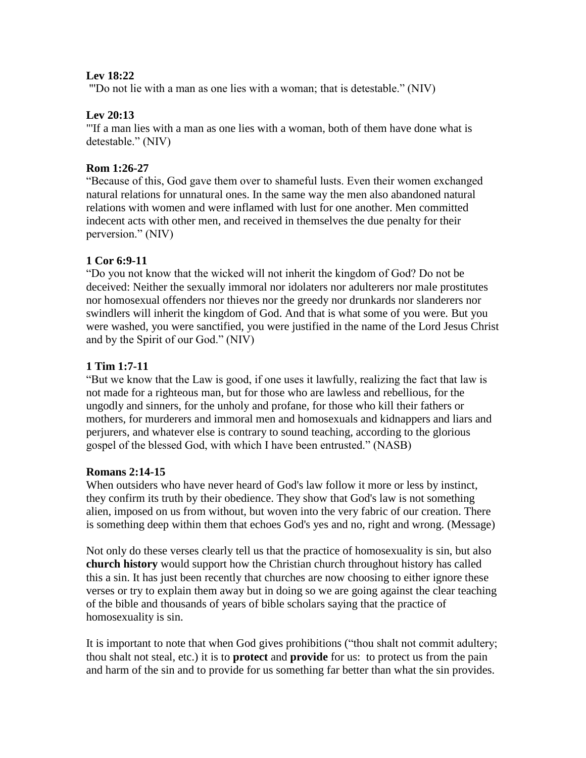**Lev 18:22**
"'Do not lie with a man as one lies with a woman; that is detestable." (NIV)

**Lev 20:13**
"'If a man lies with a man as one lies with a woman, both of them have done what is detestable." (NIV)

**Rom 1:26-27**
"Because of this, God gave them over to shameful lusts. Even their women exchanged natural relations for unnatural ones. In the same way the men also abandoned natural relations with women and were inflamed with lust for one another. Men committed indecent acts with other men, and received in themselves the due penalty for their perversion." (NIV)

**1 Cor 6:9-11**
"Do you not know that the wicked will not inherit the kingdom of God? Do not be deceived: Neither the sexually immoral nor idolaters nor adulterers nor male prostitutes nor homosexual offenders nor thieves nor the greedy nor drunkards nor slanderers nor swindlers will inherit the kingdom of God. And that is what some of you were. But you were washed, you were sanctified, you were justified in the name of the Lord Jesus Christ and by the Spirit of our God." (NIV)

**1 Tim 1:7-11**
"But we know that the Law is good, if one uses it lawfully, realizing the fact that law is not made for a righteous man, but for those who are lawless and rebellious, for the ungodly and sinners, for the unholy and profane, for those who kill their fathers or mothers, for murderers and immoral men and homosexuals and kidnappers and liars and perjurers, and whatever else is contrary to sound teaching, according to the glorious gospel of the blessed God, with which I have been entrusted." (NASB)

**Romans 2:14-15**
When outsiders who have never heard of God's law follow it more or less by instinct, they confirm its truth by their obedience. They show that God's law is not something alien, imposed on us from without, but woven into the very fabric of our creation. There is something deep within them that echoes God's yes and no, right and wrong. (Message)

Not only do these verses clearly tell us that the practice of homosexuality is sin, but also **church history** would support how the Christian church throughout history has called this a sin. It has just been recently that churches are now choosing to either ignore these verses or try to explain them away but in doing so we are going against the clear teaching of the bible and thousands of years of bible scholars saying that the practice of homosexuality is sin.

It is important to note that when God gives prohibitions ("thou shalt not commit adultery; thou shalt not steal, etc.) it is to **protect** and **provide** for us: to protect us from the pain and harm of the sin and to provide for us something far better than what the sin provides.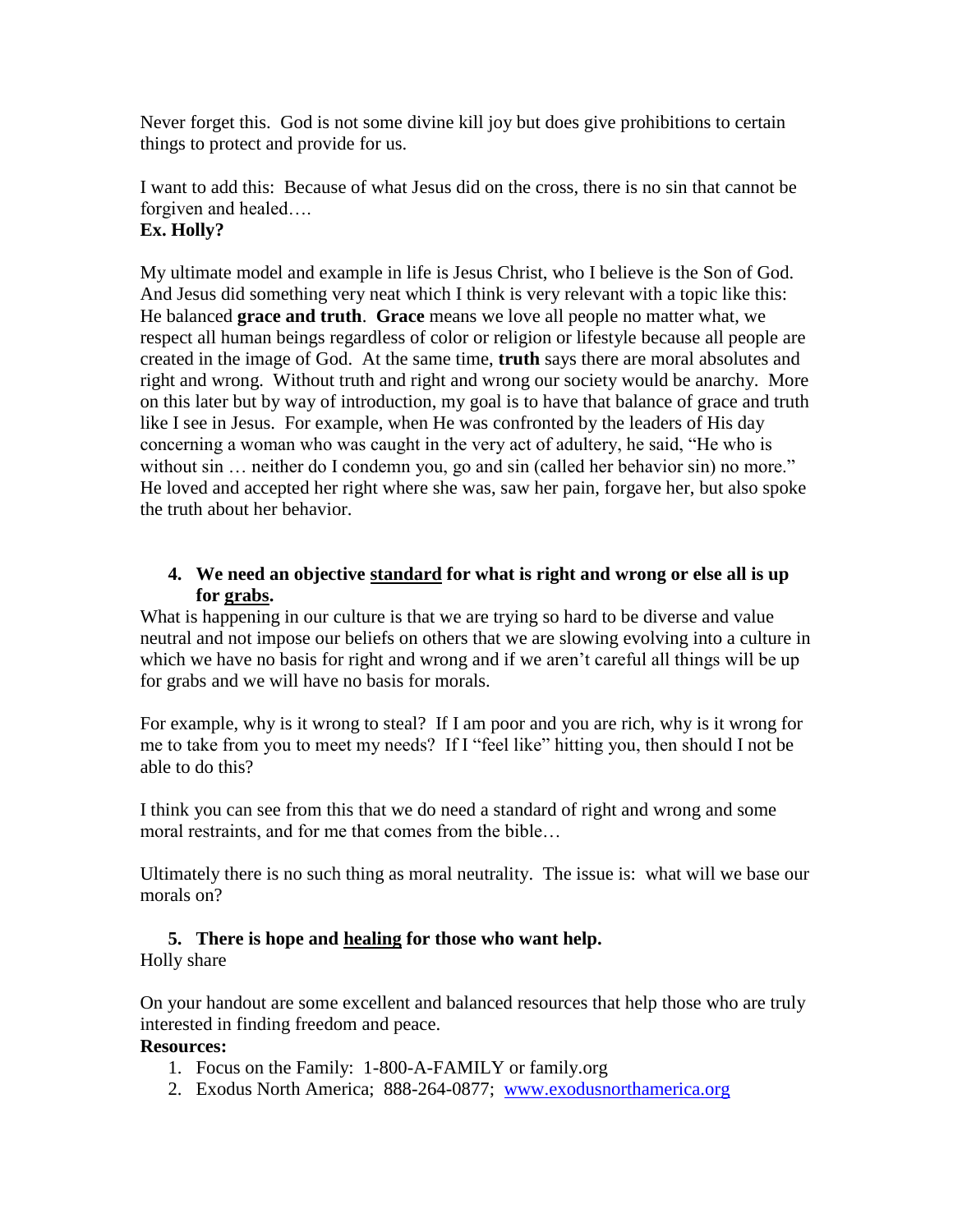Never forget this. God is not some divine kill joy but does give prohibitions to certain things to protect and provide for us.

I want to add this: Because of what Jesus did on the cross, there is no sin that cannot be forgiven and healed….
**Ex. Holly?**

My ultimate model and example in life is Jesus Christ, who I believe is the Son of God. And Jesus did something very neat which I think is very relevant with a topic like this: He balanced **grace and truth**. **Grace** means we love all people no matter what, we respect all human beings regardless of color or religion or lifestyle because all people are created in the image of God. At the same time, **truth** says there are moral absolutes and right and wrong. Without truth and right and wrong our society would be anarchy. More on this later but by way of introduction, my goal is to have that balance of grace and truth like I see in Jesus. For example, when He was confronted by the leaders of His day concerning a woman who was caught in the very act of adultery, he said, "He who is without sin … neither do I condemn you, go and sin (called her behavior sin) no more." He loved and accepted her right where she was, saw her pain, forgave her, but also spoke the truth about her behavior.

4. **We need an objective <u>standard</u> for what is right and wrong or else all is up for <u>grabs</u>.**

What is happening in our culture is that we are trying so hard to be diverse and value neutral and not impose our beliefs on others that we are slowing evolving into a culture in which we have no basis for right and wrong and if we aren't careful all things will be up for grabs and we will have no basis for morals.

For example, why is it wrong to steal? If I am poor and you are rich, why is it wrong for me to take from you to meet my needs? If I "feel like" hitting you, then should I not be able to do this?

I think you can see from this that we do need a standard of right and wrong and some moral restraints, and for me that comes from the bible…

Ultimately there is no such thing as moral neutrality. The issue is: what will we base our morals on?

5. **There is hope and <u>healing</u> for those who want help.**

Holly share

On your handout are some excellent and balanced resources that help those who are truly interested in finding freedom and peace.

**Resources:**

1. Focus on the Family: 1-800-A-FAMILY or family.org
2. Exodus North America; 888-264-0877; [www.exodusnorthamerica.org](http://www.exodusnorthamerica.org)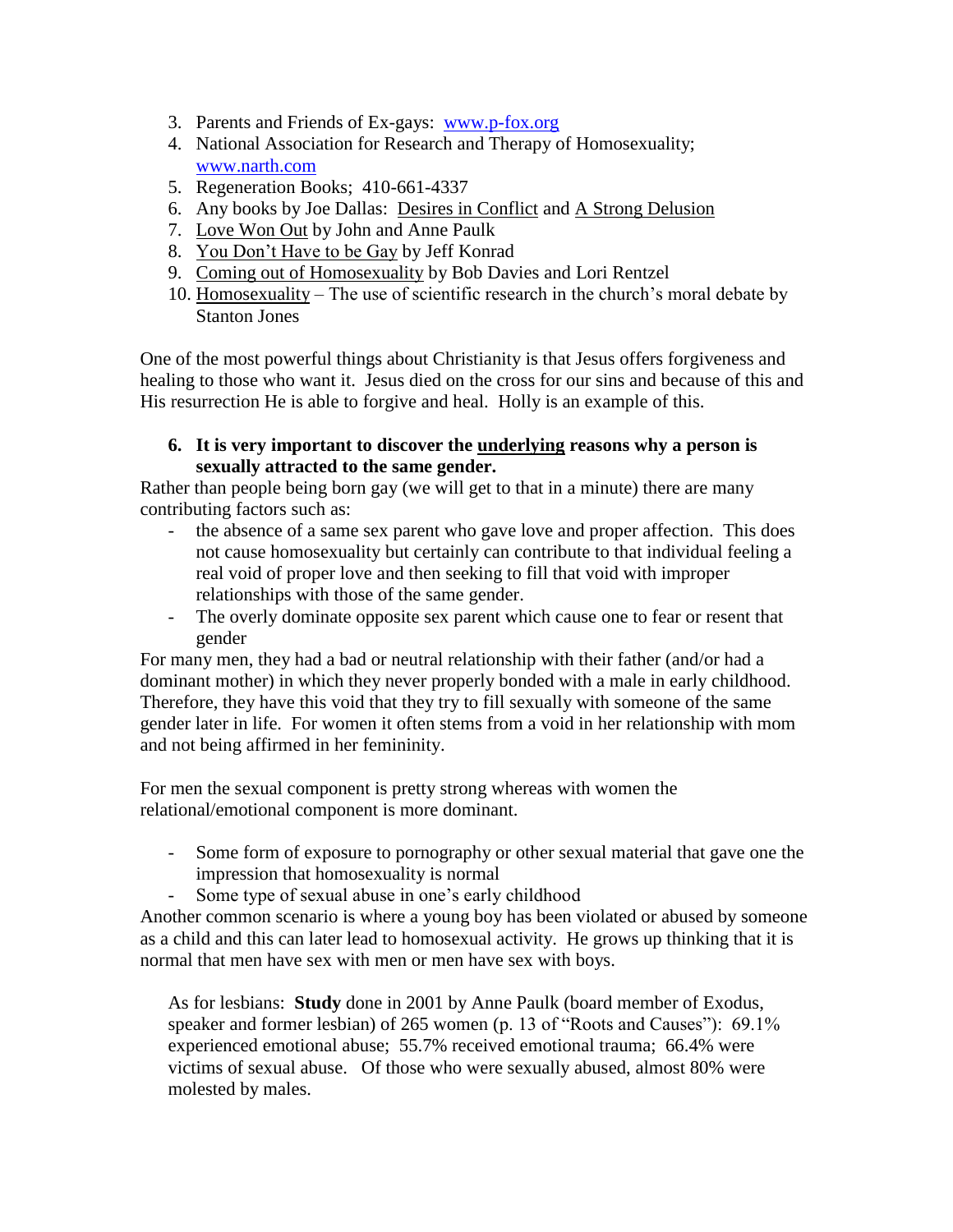3. Parents and Friends of Ex-gays: [www.p-fox.org](http://www.p-fox.org)
4. National Association for Research and Therapy of Homosexuality; [www.narth.com](http://www.narth.com)
5. Regeneration Books; 410-661-4337
6. Any books by Joe Dallas: <u>Desires in Conflict</u> and <u>A Strong Delusion</u>
7. <u>Love Won Out</u> by John and Anne Paulk
8. <u>You Don't Have to be Gay</u> by Jeff Konrad
9. <u>Coming out of Homosexuality</u> by Bob Davies and Lori Rentzel
10. <u>Homosexuality</u> – The use of scientific research in the church's moral debate by Stanton Jones

One of the most powerful things about Christianity is that Jesus offers forgiveness and healing to those who want it. Jesus died on the cross for our sins and because of this and His resurrection He is able to forgive and heal. Holly is an example of this.

6. **It is very important to discover the <u>underlying</u> reasons why a person is sexually attracted to the same gender.**

Rather than people being born gay (we will get to that in a minute) there are many contributing factors such as:

- the absence of a same sex parent who gave love and proper affection. This does not cause homosexuality but certainly can contribute to that individual feeling a real void of proper love and then seeking to fill that void with improper relationships with those of the same gender.
- The overly dominate opposite sex parent which cause one to fear or resent that gender

For many men, they had a bad or neutral relationship with their father (and/or had a dominant mother) in which they never properly bonded with a male in early childhood. Therefore, they have this void that they try to fill sexually with someone of the same gender later in life. For women it often stems from a void in her relationship with mom and not being affirmed in her femininity.

For men the sexual component is pretty strong whereas with women the relational/emotional component is more dominant.

- Some form of exposure to pornography or other sexual material that gave one the impression that homosexuality is normal
- Some type of sexual abuse in one's early childhood

Another common scenario is where a young boy has been violated or abused by someone as a child and this can later lead to homosexual activity. He grows up thinking that it is normal that men have sex with men or men have sex with boys.

As for lesbians: **Study** done in 2001 by Anne Paulk (board member of Exodus, speaker and former lesbian) of 265 women (p. 13 of "Roots and Causes"): 69.1% experienced emotional abuse; 55.7% received emotional trauma; 66.4% were victims of sexual abuse. Of those who were sexually abused, almost 80% were molested by males.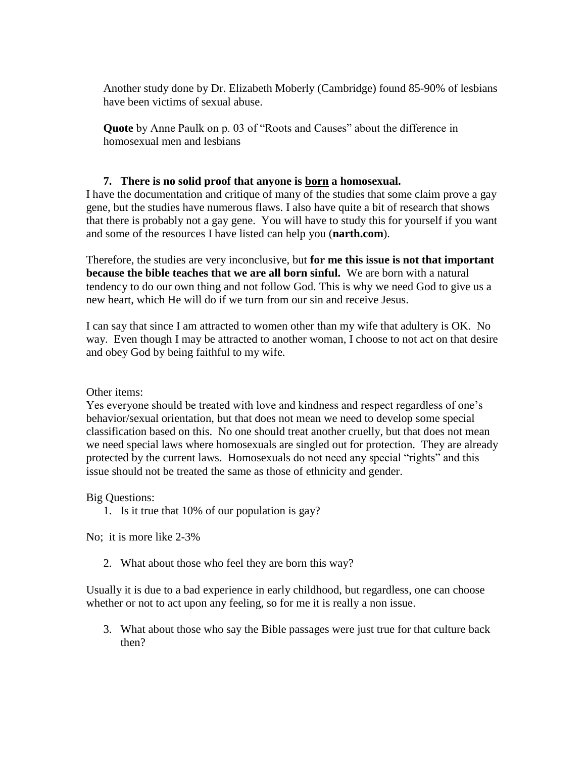Another study done by Dr. Elizabeth Moberly (Cambridge) found 85-90% of lesbians have been victims of sexual abuse.

**Quote** by Anne Paulk on p. 03 of "Roots and Causes" about the difference in homosexual men and lesbians

7. **There is no solid proof that anyone is <u>born</u> a homosexual.**

I have the documentation and critique of many of the studies that some claim prove a gay gene, but the studies have numerous flaws. I also have quite a bit of research that shows that there is probably not a gay gene. You will have to study this for yourself if you want and some of the resources I have listed can help you (**narth.com**).

Therefore, the studies are very inconclusive, but **for me this issue is not that important because the bible teaches that we are all born sinful.** We are born with a natural tendency to do our own thing and not follow God. This is why we need God to give us a new heart, which He will do if we turn from our sin and receive Jesus.

I can say that since I am attracted to women other than my wife that adultery is OK. No way. Even though I may be attracted to another woman, I choose to not act on that desire and obey God by being faithful to my wife.

Other items:

Yes everyone should be treated with love and kindness and respect regardless of one's behavior/sexual orientation, but that does not mean we need to develop some special classification based on this. No one should treat another cruelly, but that does not mean we need special laws where homosexuals are singled out for protection. They are already protected by the current laws. Homosexuals do not need any special "rights" and this issue should not be treated the same as those of ethnicity and gender.

Big Questions:

1. Is it true that 10% of our population is gay?

No; it is more like 2-3%

2. What about those who feel they are born this way?

Usually it is due to a bad experience in early childhood, but regardless, one can choose whether or not to act upon any feeling, so for me it is really a non issue.

3. What about those who say the Bible passages were just true for that culture back then?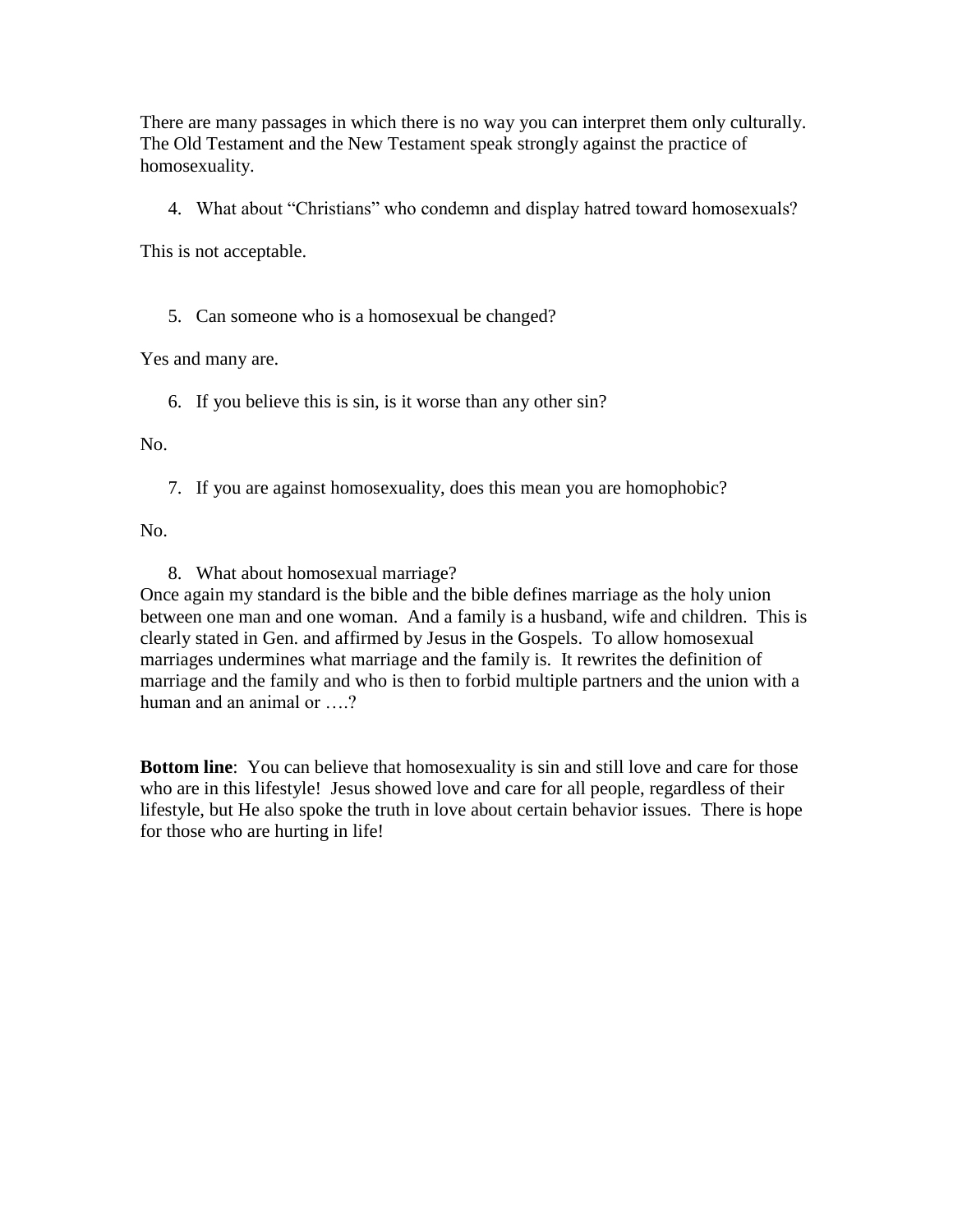There are many passages in which there is no way you can interpret them only culturally. The Old Testament and the New Testament speak strongly against the practice of homosexuality.

4. What about "Christians" who condemn and display hatred toward homosexuals?

This is not acceptable.

5. Can someone who is a homosexual be changed?

Yes and many are.

6. If you believe this is sin, is it worse than any other sin?

No.

7. If you are against homosexuality, does this mean you are homophobic?

No.

8. What about homosexual marriage?

Once again my standard is the bible and the bible defines marriage as the holy union between one man and one woman. And a family is a husband, wife and children. This is clearly stated in Gen. and affirmed by Jesus in the Gospels. To allow homosexual marriages undermines what marriage and the family is. It rewrites the definition of marriage and the family and who is then to forbid multiple partners and the union with a human and an animal or ….?

**Bottom line**: You can believe that homosexuality is sin and still love and care for those who are in this lifestyle! Jesus showed love and care for all people, regardless of their lifestyle, but He also spoke the truth in love about certain behavior issues. There is hope for those who are hurting in life!